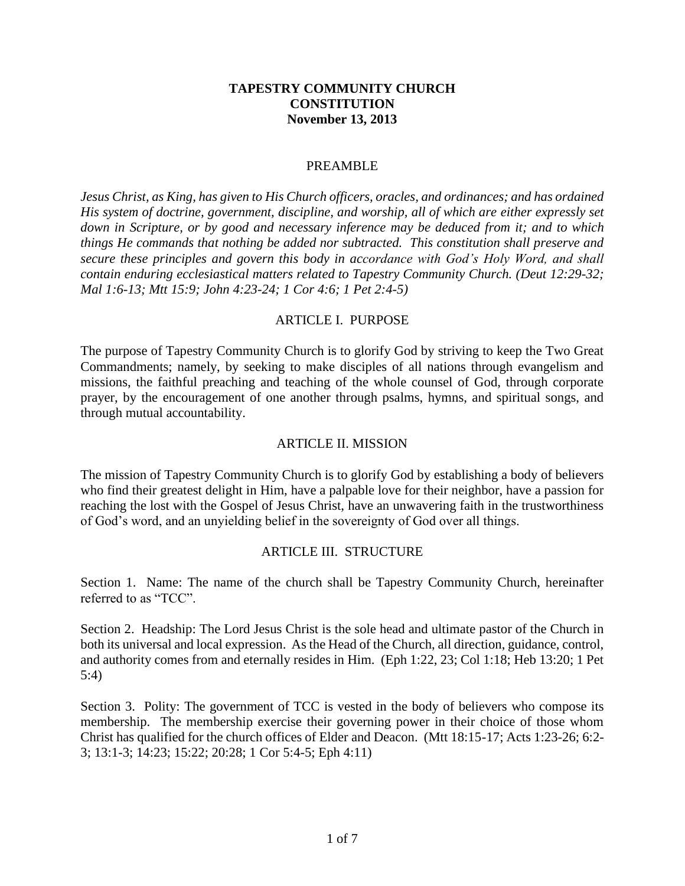# TAPESTRY COMMUNITY CHURCH CONSTITUTION

**November 13, 2013**

## PREAMBLE

*Jesus Christ, as King, has given to His Church officers, oracles, and ordinances; and has ordained His system of doctrine, government, discipline, and worship, all of which are either expressly set down in Scripture, or by good and necessary inference may be deduced from it; and to which things He commands that nothing be added nor subtracted. This constitution shall preserve and secure these principles and govern this body in accordance with God's Holy Word, and shall contain enduring ecclesiastical matters related to Tapestry Community Church. (Deut 12:29-32; Mal 1:6-13; Mtt 15:9; John 4:23-24; 1 Cor 4:6; 1 Pet 2:4-5)*

## ARTICLE I. PURPOSE

The purpose of Tapestry Community Church is to glorify God by striving to keep the Two Great Commandments; namely, by seeking to make disciples of all nations through evangelism and missions, the faithful preaching and teaching of the whole counsel of God, through corporate prayer, by the encouragement of one another through psalms, hymns, and spiritual songs, and through mutual accountability.

## ARTICLE II. MISSION

The mission of Tapestry Community Church is to glorify God by establishing a body of believers who find their greatest delight in Him, have a palpable love for their neighbor, have a passion for reaching the lost with the Gospel of Jesus Christ, have an unwavering faith in the trustworthiness of God's word, and an unyielding belief in the sovereignty of God over all things.

## ARTICLE III. STRUCTURE

Section 1. Name: The name of the church shall be Tapestry Community Church, hereinafter referred to as "TCC".

Section 2. Headship: The Lord Jesus Christ is the sole head and ultimate pastor of the Church in both its universal and local expression. As the Head of the Church, all direction, guidance, control, and authority comes from and eternally resides in Him. (Eph 1:22, 23; Col 1:18; Heb 13:20; 1 Pet 5:4)

Section 3. Polity: The government of TCC is vested in the body of believers who compose its membership. The membership exercise their governing power in their choice of those whom Christ has qualified for the church offices of Elder and Deacon. (Mtt 18:15-17; Acts 1:23-26; 6:2-3; 13:1-3; 14:23; 15:22; 20:28; 1 Cor 5:4-5; Eph 4:11)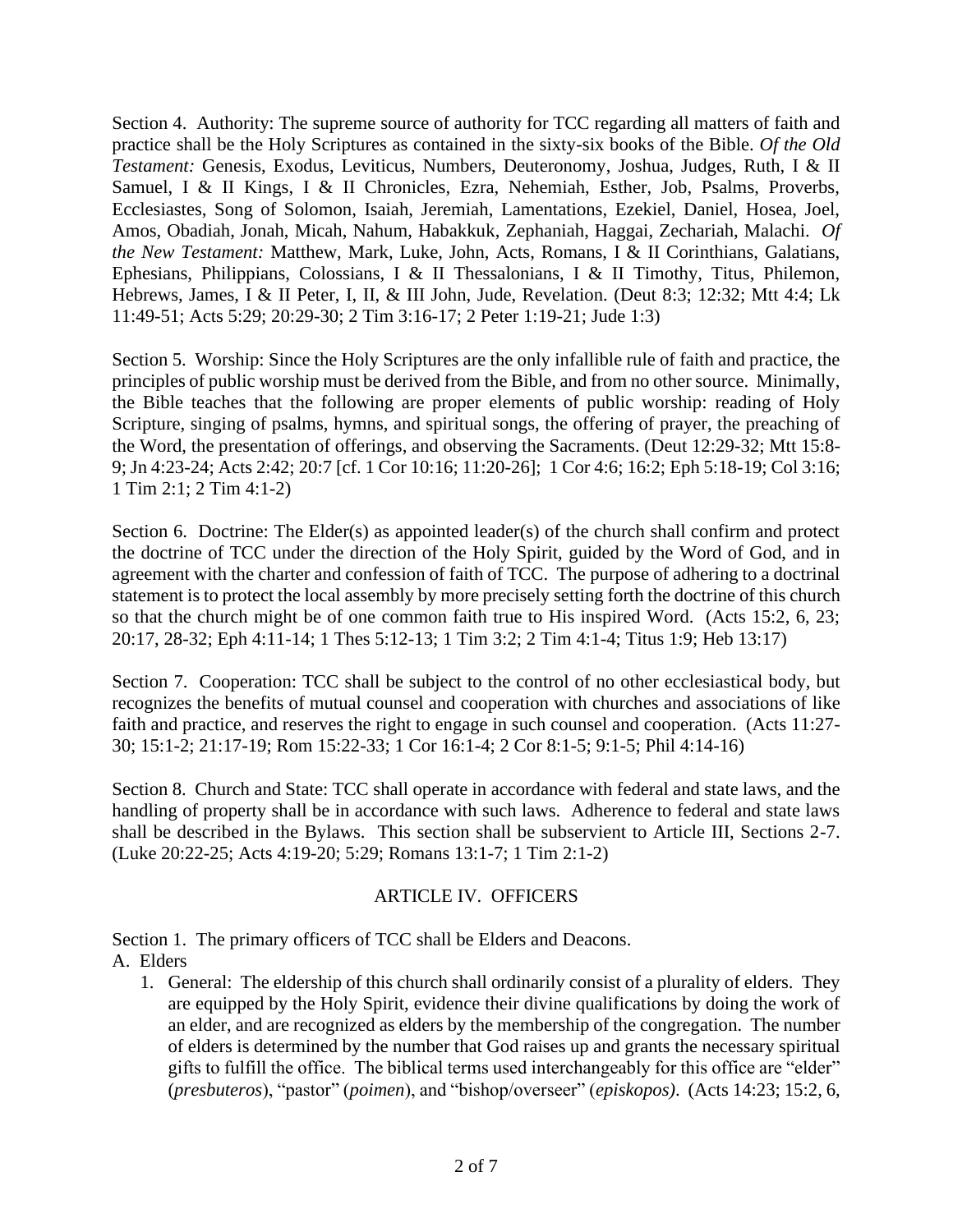Section 4. Authority: The supreme source of authority for TCC regarding all matters of faith and practice shall be the Holy Scriptures as contained in the sixty-six books of the Bible. *Of the Old Testament:* Genesis, Exodus, Leviticus, Numbers, Deuteronomy, Joshua, Judges, Ruth, I & II Samuel, I & II Kings, I & II Chronicles, Ezra, Nehemiah, Esther, Job, Psalms, Proverbs, Ecclesiastes, Song of Solomon, Isaiah, Jeremiah, Lamentations, Ezekiel, Daniel, Hosea, Joel, Amos, Obadiah, Jonah, Micah, Nahum, Habakkuk, Zephaniah, Haggai, Zechariah, Malachi. *Of the New Testament:* Matthew, Mark, Luke, John, Acts, Romans, I & II Corinthians, Galatians, Ephesians, Philippians, Colossians, I & II Thessalonians, I & II Timothy, Titus, Philemon, Hebrews, James, I & II Peter, I, II, & III John, Jude, Revelation. (Deut 8:3; 12:32; Mtt 4:4; Lk 11:49-51; Acts 5:29; 20:29-30; 2 Tim 3:16-17; 2 Peter 1:19-21; Jude 1:3)

Section 5. Worship: Since the Holy Scriptures are the only infallible rule of faith and practice, the principles of public worship must be derived from the Bible, and from no other source. Minimally, the Bible teaches that the following are proper elements of public worship: reading of Holy Scripture, singing of psalms, hymns, and spiritual songs, the offering of prayer, the preaching of the Word, the presentation of offerings, and observing the Sacraments. (Deut 12:29-32; Mtt 15:8-9; Jn 4:23-24; Acts 2:42; 20:7 [cf. 1 Cor 10:16; 11:20-26]; 1 Cor 4:6; 16:2; Eph 5:18-19; Col 3:16; 1 Tim 2:1; 2 Tim 4:1-2)

Section 6. Doctrine: The Elder(s) as appointed leader(s) of the church shall confirm and protect the doctrine of TCC under the direction of the Holy Spirit, guided by the Word of God, and in agreement with the charter and confession of faith of TCC. The purpose of adhering to a doctrinal statement is to protect the local assembly by more precisely setting forth the doctrine of this church so that the church might be of one common faith true to His inspired Word. (Acts 15:2, 6, 23; 20:17, 28-32; Eph 4:11-14; 1 Thes 5:12-13; 1 Tim 3:2; 2 Tim 4:1-4; Titus 1:9; Heb 13:17)

Section 7. Cooperation: TCC shall be subject to the control of no other ecclesiastical body, but recognizes the benefits of mutual counsel and cooperation with churches and associations of like faith and practice, and reserves the right to engage in such counsel and cooperation. (Acts 11:27-30; 15:1-2; 21:17-19; Rom 15:22-33; 1 Cor 16:1-4; 2 Cor 8:1-5; 9:1-5; Phil 4:14-16)

Section 8. Church and State: TCC shall operate in accordance with federal and state laws, and the handling of property shall be in accordance with such laws. Adherence to federal and state laws shall be described in the Bylaws. This section shall be subservient to Article III, Sections 2-7. (Luke 20:22-25; Acts 4:19-20; 5:29; Romans 13:1-7; 1 Tim 2:1-2)

## ARTICLE IV. OFFICERS

Section 1. The primary officers of TCC shall be Elders and Deacons.

A. Elders

1. General: The eldership of this church shall ordinarily consist of a plurality of elders. They are equipped by the Holy Spirit, evidence their divine qualifications by doing the work of an elder, and are recognized as elders by the membership of the congregation. The number of elders is determined by the number that God raises up and grants the necessary spiritual gifts to fulfill the office. The biblical terms used interchangeably for this office are "elder" (*presbuteros*), "pastor" (*poimen*), and "bishop/overseer" (*episkopos)*. (Acts 14:23; 15:2, 6,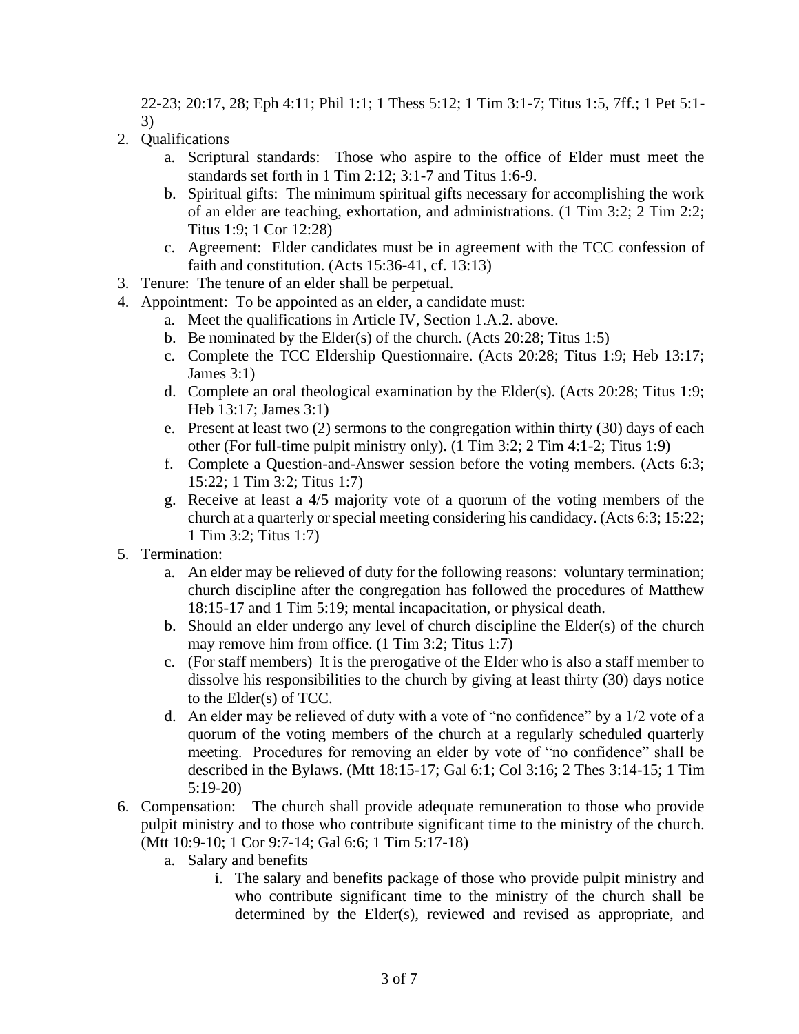22-23; 20:17, 28; Eph 4:11; Phil 1:1; 1 Thess 5:12; 1 Tim 3:1-7; Titus 1:5, 7ff.; 1 Pet 5:1-3)

2. Qualifications
    a. Scriptural standards: Those who aspire to the office of Elder must meet the standards set forth in 1 Tim 2:12; 3:1-7 and Titus 1:6-9.
    b. Spiritual gifts: The minimum spiritual gifts necessary for accomplishing the work of an elder are teaching, exhortation, and administrations. (1 Tim 3:2; 2 Tim 2:2; Titus 1:9; 1 Cor 12:28)
    c. Agreement: Elder candidates must be in agreement with the TCC confession of faith and constitution. (Acts 15:36-41, cf. 13:13)
3. Tenure: The tenure of an elder shall be perpetual.
4. Appointment: To be appointed as an elder, a candidate must:
    a. Meet the qualifications in Article IV, Section 1.A.2. above.
    b. Be nominated by the Elder(s) of the church. (Acts 20:28; Titus 1:5)
    c. Complete the TCC Eldership Questionnaire. (Acts 20:28; Titus 1:9; Heb 13:17; James 3:1)
    d. Complete an oral theological examination by the Elder(s). (Acts 20:28; Titus 1:9; Heb 13:17; James 3:1)
    e. Present at least two (2) sermons to the congregation within thirty (30) days of each other (For full-time pulpit ministry only). (1 Tim 3:2; 2 Tim 4:1-2; Titus 1:9)
    f. Complete a Question-and-Answer session before the voting members. (Acts 6:3; 15:22; 1 Tim 3:2; Titus 1:7)
    g. Receive at least a 4/5 majority vote of a quorum of the voting members of the church at a quarterly or special meeting considering his candidacy. (Acts 6:3; 15:22; 1 Tim 3:2; Titus 1:7)
5. Termination:
    a. An elder may be relieved of duty for the following reasons: voluntary termination; church discipline after the congregation has followed the procedures of Matthew 18:15-17 and 1 Tim 5:19; mental incapacitation, or physical death.
    b. Should an elder undergo any level of church discipline the Elder(s) of the church may remove him from office. (1 Tim 3:2; Titus 1:7)
    c. (For staff members) It is the prerogative of the Elder who is also a staff member to dissolve his responsibilities to the church by giving at least thirty (30) days notice to the Elder(s) of TCC.
    d. An elder may be relieved of duty with a vote of "no confidence" by a 1/2 vote of a quorum of the voting members of the church at a regularly scheduled quarterly meeting. Procedures for removing an elder by vote of "no confidence" shall be described in the Bylaws. (Mtt 18:15-17; Gal 6:1; Col 3:16; 2 Thes 3:14-15; 1 Tim 5:19-20)
6. Compensation: The church shall provide adequate remuneration to those who provide pulpit ministry and to those who contribute significant time to the ministry of the church. (Mtt 10:9-10; 1 Cor 9:7-14; Gal 6:6; 1 Tim 5:17-18)
    a. Salary and benefits
        i. The salary and benefits package of those who provide pulpit ministry and who contribute significant time to the ministry of the church shall be determined by the Elder(s), reviewed and revised as appropriate, and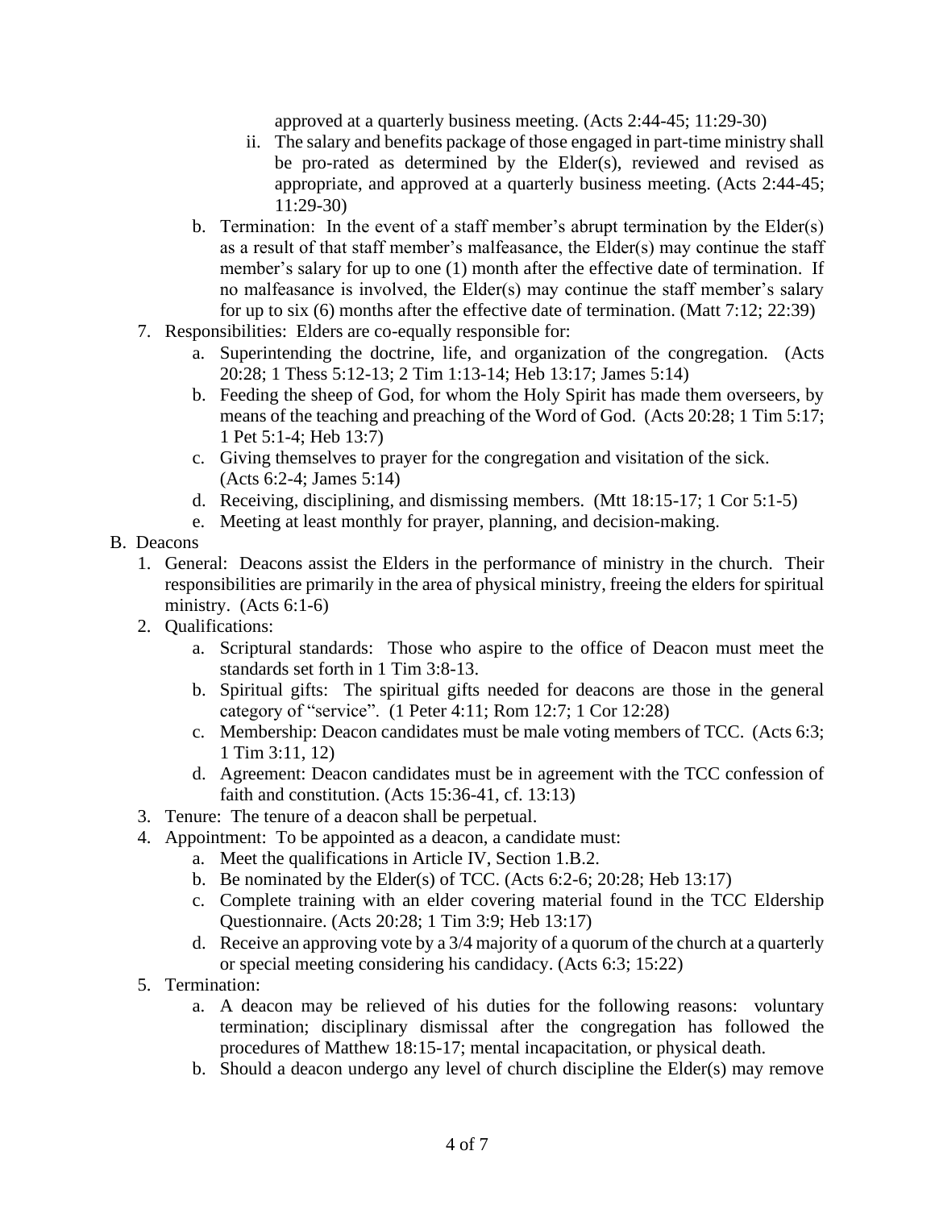approved at a quarterly business meeting. (Acts 2:44-45; 11:29-30)

    ii. The salary and benefits package of those engaged in part-time ministry shall be pro-rated as determined by the Elder(s), reviewed and revised as appropriate, and approved at a quarterly business meeting. (Acts 2:44-45; 11:29-30)

   b. Termination: In the event of a staff member's abrupt termination by the Elder(s) as a result of that staff member's malfeasance, the Elder(s) may continue the staff member's salary for up to one (1) month after the effective date of termination. If no malfeasance is involved, the Elder(s) may continue the staff member's salary for up to six (6) months after the effective date of termination. (Matt 7:12; 22:39)

7. Responsibilities: Elders are co-equally responsible for:
   a. Superintending the doctrine, life, and organization of the congregation. (Acts 20:28; 1 Thess 5:12-13; 2 Tim 1:13-14; Heb 13:17; James 5:14)
   b. Feeding the sheep of God, for whom the Holy Spirit has made them overseers, by means of the teaching and preaching of the Word of God. (Acts 20:28; 1 Tim 5:17; 1 Pet 5:1-4; Heb 13:7)
   c. Giving themselves to prayer for the congregation and visitation of the sick. (Acts 6:2-4; James 5:14)
   d. Receiving, disciplining, and dismissing members. (Mtt 18:15-17; 1 Cor 5:1-5)
   e. Meeting at least monthly for prayer, planning, and decision-making.

B. Deacons

1. General: Deacons assist the Elders in the performance of ministry in the church. Their responsibilities are primarily in the area of physical ministry, freeing the elders for spiritual ministry. (Acts 6:1-6)
2. Qualifications:
   a. Scriptural standards: Those who aspire to the office of Deacon must meet the standards set forth in 1 Tim 3:8-13.
   b. Spiritual gifts: The spiritual gifts needed for deacons are those in the general category of "service". (1 Peter 4:11; Rom 12:7; 1 Cor 12:28)
   c. Membership: Deacon candidates must be male voting members of TCC. (Acts 6:3; 1 Tim 3:11, 12)
   d. Agreement: Deacon candidates must be in agreement with the TCC confession of faith and constitution. (Acts 15:36-41, cf. 13:13)
3. Tenure: The tenure of a deacon shall be perpetual.
4. Appointment: To be appointed as a deacon, a candidate must:
   a. Meet the qualifications in Article IV, Section 1.B.2.
   b. Be nominated by the Elder(s) of TCC. (Acts 6:2-6; 20:28; Heb 13:17)
   c. Complete training with an elder covering material found in the TCC Eldership Questionnaire. (Acts 20:28; 1 Tim 3:9; Heb 13:17)
   d. Receive an approving vote by a 3/4 majority of a quorum of the church at a quarterly or special meeting considering his candidacy. (Acts 6:3; 15:22)
5. Termination:
   a. A deacon may be relieved of his duties for the following reasons: voluntary termination; disciplinary dismissal after the congregation has followed the procedures of Matthew 18:15-17; mental incapacitation, or physical death.
   b. Should a deacon undergo any level of church discipline the Elder(s) may remove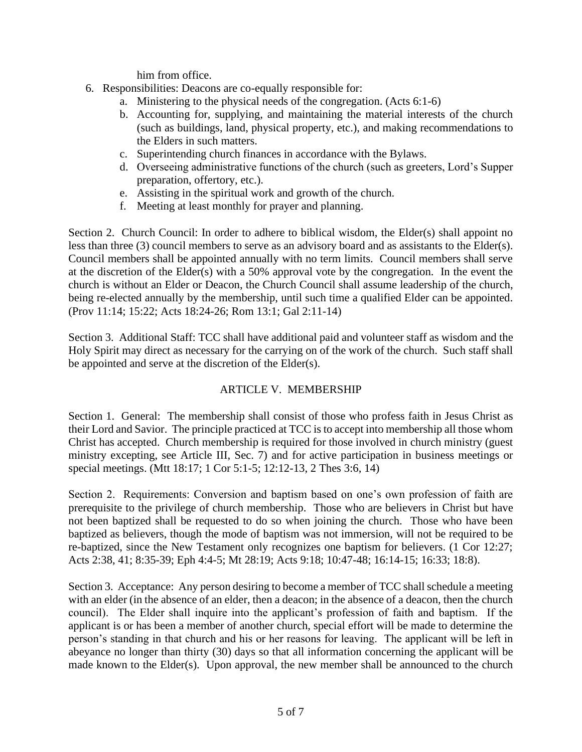him from office.

6. Responsibilities: Deacons are co-equally responsible for:
    a. Ministering to the physical needs of the congregation. (Acts 6:1-6)
    b. Accounting for, supplying, and maintaining the material interests of the church (such as buildings, land, physical property, etc.), and making recommendations to the Elders in such matters.
    c. Superintending church finances in accordance with the Bylaws.
    d. Overseeing administrative functions of the church (such as greeters, Lord's Supper preparation, offertory, etc.).
    e. Assisting in the spiritual work and growth of the church.
    f. Meeting at least monthly for prayer and planning.

Section 2. Church Council: In order to adhere to biblical wisdom, the Elder(s) shall appoint no less than three (3) council members to serve as an advisory board and as assistants to the Elder(s). Council members shall be appointed annually with no term limits. Council members shall serve at the discretion of the Elder(s) with a 50% approval vote by the congregation. In the event the church is without an Elder or Deacon, the Church Council shall assume leadership of the church, being re-elected annually by the membership, until such time a qualified Elder can be appointed. (Prov 11:14; 15:22; Acts 18:24-26; Rom 13:1; Gal 2:11-14)

Section 3. Additional Staff: TCC shall have additional paid and volunteer staff as wisdom and the Holy Spirit may direct as necessary for the carrying on of the work of the church. Such staff shall be appointed and serve at the discretion of the Elder(s).

## ARTICLE V. MEMBERSHIP

Section 1. General: The membership shall consist of those who profess faith in Jesus Christ as their Lord and Savior. The principle practiced at TCC is to accept into membership all those whom Christ has accepted. Church membership is required for those involved in church ministry (guest ministry excepting, see Article III, Sec. 7) and for active participation in business meetings or special meetings. (Mtt 18:17; 1 Cor 5:1-5; 12:12-13, 2 Thes 3:6, 14)

Section 2. Requirements: Conversion and baptism based on one's own profession of faith are prerequisite to the privilege of church membership. Those who are believers in Christ but have not been baptized shall be requested to do so when joining the church. Those who have been baptized as believers, though the mode of baptism was not immersion, will not be required to be re-baptized, since the New Testament only recognizes one baptism for believers. (1 Cor 12:27; Acts 2:38, 41; 8:35-39; Eph 4:4-5; Mt 28:19; Acts 9:18; 10:47-48; 16:14-15; 16:33; 18:8).

Section 3. Acceptance: Any person desiring to become a member of TCC shall schedule a meeting with an elder (in the absence of an elder, then a deacon; in the absence of a deacon, then the church council). The Elder shall inquire into the applicant's profession of faith and baptism. If the applicant is or has been a member of another church, special effort will be made to determine the person's standing in that church and his or her reasons for leaving. The applicant will be left in abeyance no longer than thirty (30) days so that all information concerning the applicant will be made known to the Elder(s). Upon approval, the new member shall be announced to the church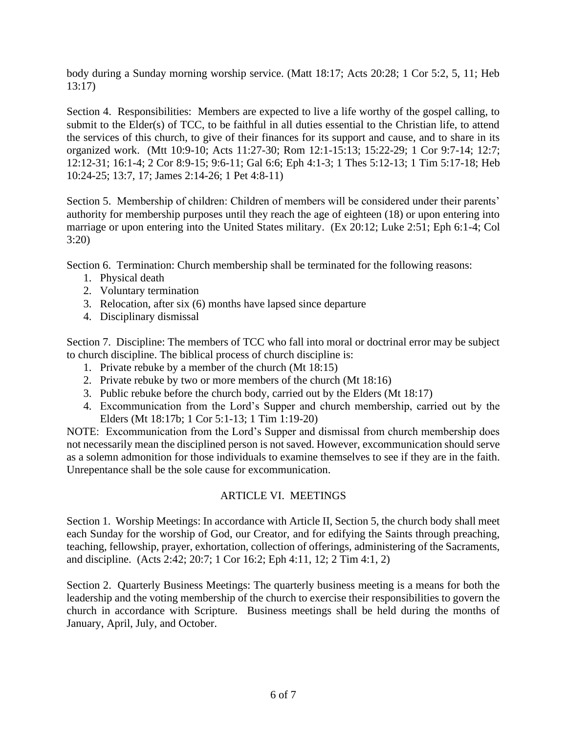body during a Sunday morning worship service. (Matt 18:17; Acts 20:28; 1 Cor 5:2, 5, 11; Heb 13:17)

Section 4. Responsibilities: Members are expected to live a life worthy of the gospel calling, to submit to the Elder(s) of TCC, to be faithful in all duties essential to the Christian life, to attend the services of this church, to give of their finances for its support and cause, and to share in its organized work. (Mtt 10:9-10; Acts 11:27-30; Rom 12:1-15:13; 15:22-29; 1 Cor 9:7-14; 12:7; 12:12-31; 16:1-4; 2 Cor 8:9-15; 9:6-11; Gal 6:6; Eph 4:1-3; 1 Thes 5:12-13; 1 Tim 5:17-18; Heb 10:24-25; 13:7, 17; James 2:14-26; 1 Pet 4:8-11)

Section 5. Membership of children: Children of members will be considered under their parents' authority for membership purposes until they reach the age of eighteen (18) or upon entering into marriage or upon entering into the United States military. (Ex 20:12; Luke 2:51; Eph 6:1-4; Col 3:20)

Section 6. Termination: Church membership shall be terminated for the following reasons:

1. Physical death
2. Voluntary termination
3. Relocation, after six (6) months have lapsed since departure
4. Disciplinary dismissal

Section 7. Discipline: The members of TCC who fall into moral or doctrinal error may be subject to church discipline. The biblical process of church discipline is:

1. Private rebuke by a member of the church (Mt 18:15)
2. Private rebuke by two or more members of the church (Mt 18:16)
3. Public rebuke before the church body, carried out by the Elders (Mt 18:17)
4. Excommunication from the Lord's Supper and church membership, carried out by the Elders (Mt 18:17b; 1 Cor 5:1-13; 1 Tim 1:19-20)

NOTE: Excommunication from the Lord's Supper and dismissal from church membership does not necessarily mean the disciplined person is not saved. However, excommunication should serve as a solemn admonition for those individuals to examine themselves to see if they are in the faith. Unrepentance shall be the sole cause for excommunication.

## ARTICLE VI. MEETINGS

Section 1. Worship Meetings: In accordance with Article II, Section 5, the church body shall meet each Sunday for the worship of God, our Creator, and for edifying the Saints through preaching, teaching, fellowship, prayer, exhortation, collection of offerings, administering of the Sacraments, and discipline. (Acts 2:42; 20:7; 1 Cor 16:2; Eph 4:11, 12; 2 Tim 4:1, 2)

Section 2. Quarterly Business Meetings: The quarterly business meeting is a means for both the leadership and the voting membership of the church to exercise their responsibilities to govern the church in accordance with Scripture. Business meetings shall be held during the months of January, April, July, and October.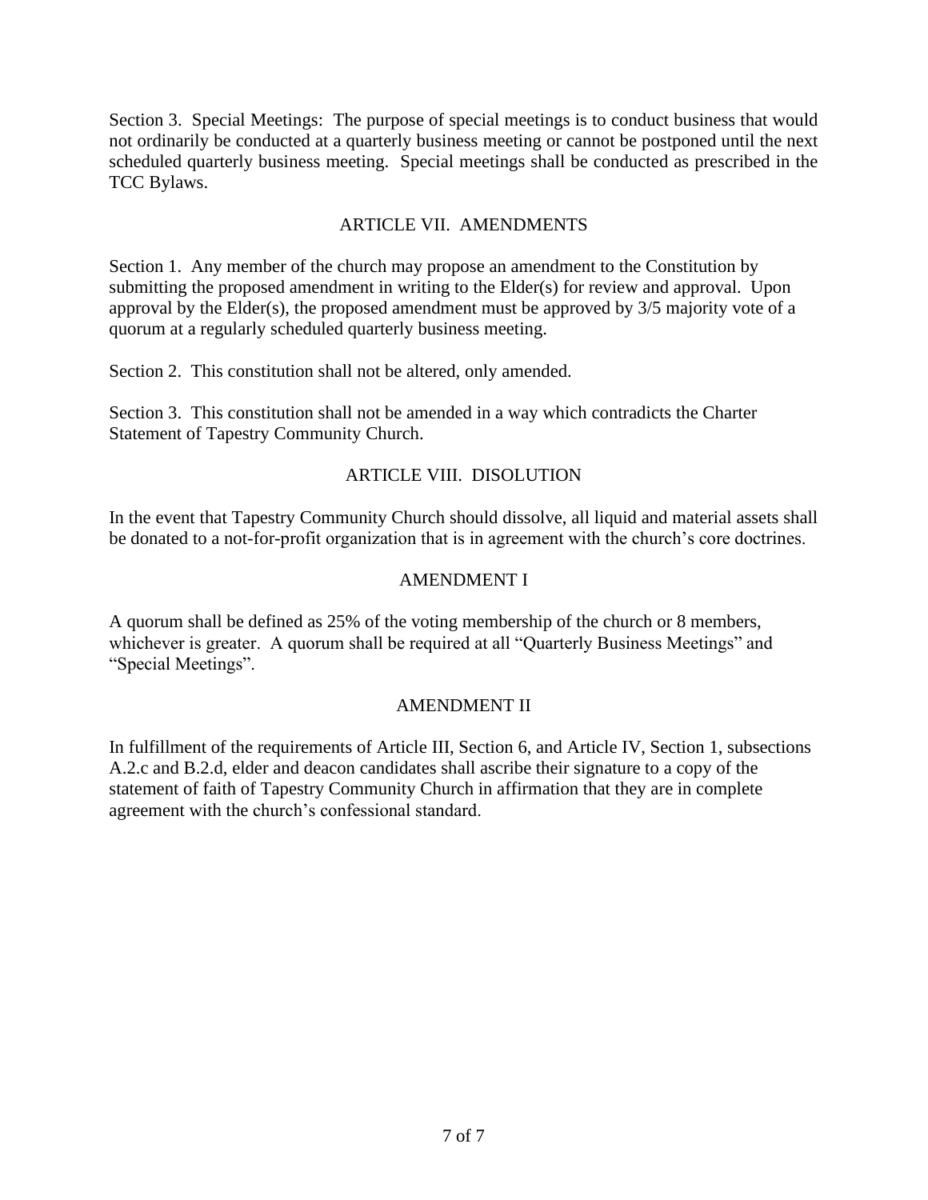Section 3. Special Meetings: The purpose of special meetings is to conduct business that would not ordinarily be conducted at a quarterly business meeting or cannot be postponed until the next scheduled quarterly business meeting. Special meetings shall be conducted as prescribed in the TCC Bylaws.

## ARTICLE VII. AMENDMENTS

Section 1. Any member of the church may propose an amendment to the Constitution by submitting the proposed amendment in writing to the Elder(s) for review and approval. Upon approval by the Elder(s), the proposed amendment must be approved by 3/5 majority vote of a quorum at a regularly scheduled quarterly business meeting.

Section 2. This constitution shall not be altered, only amended.

Section 3. This constitution shall not be amended in a way which contradicts the Charter Statement of Tapestry Community Church.

## ARTICLE VIII. DISOLUTION

In the event that Tapestry Community Church should dissolve, all liquid and material assets shall be donated to a not-for-profit organization that is in agreement with the church's core doctrines.

## AMENDMENT I

A quorum shall be defined as 25% of the voting membership of the church or 8 members, whichever is greater. A quorum shall be required at all "Quarterly Business Meetings" and "Special Meetings".

## AMENDMENT II

In fulfillment of the requirements of Article III, Section 6, and Article IV, Section 1, subsections A.2.c and B.2.d, elder and deacon candidates shall ascribe their signature to a copy of the statement of faith of Tapestry Community Church in affirmation that they are in complete agreement with the church's confessional standard.